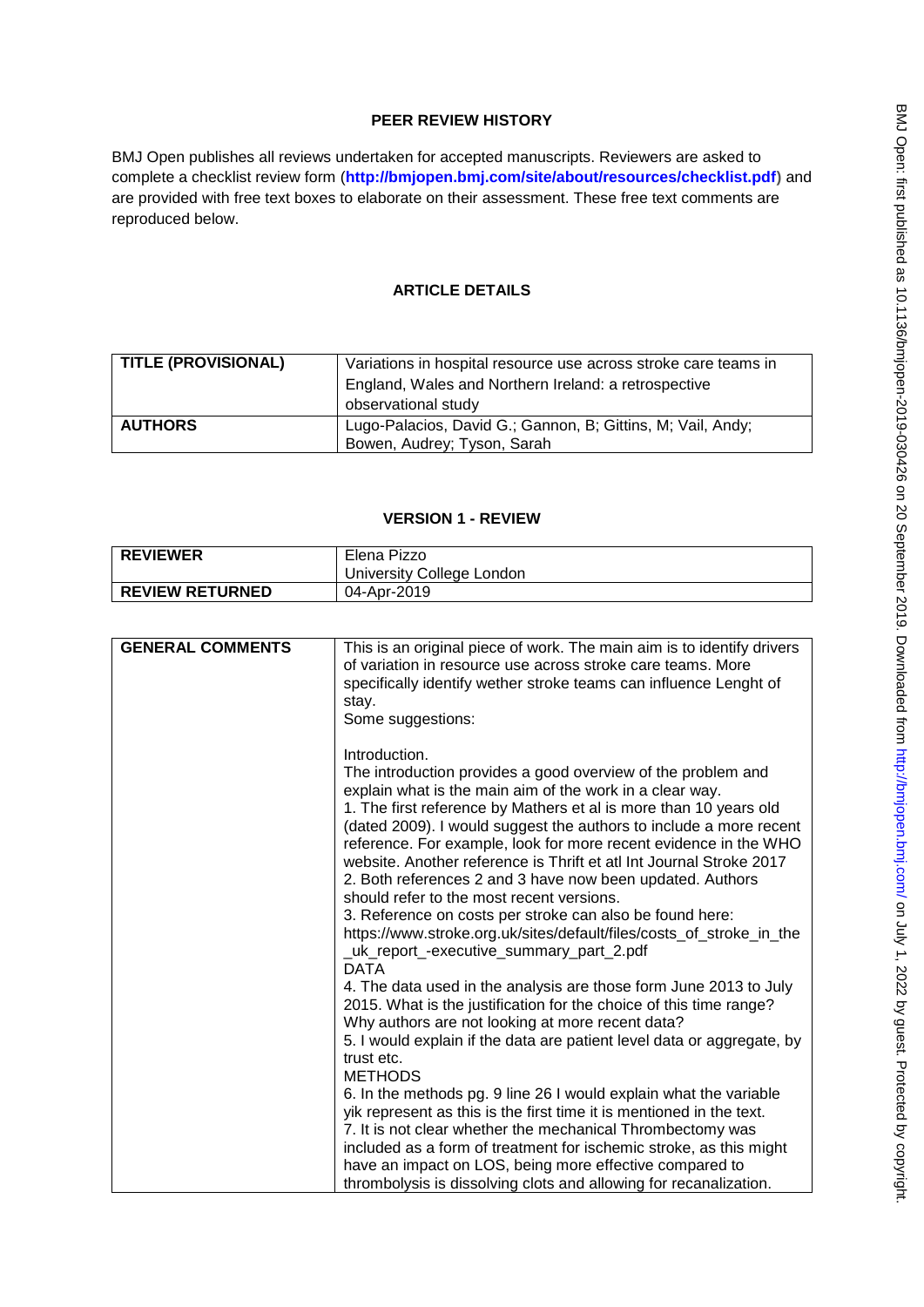## PEER REVIEW HISTORY

BMJ Open publishes all reviews undertaken for accepted manuscripts. Reviewers are asked to complete a checklist review form (**http://bmjopen.bmj.com/site/about/resources/checklist.pdf**) and are provided with free text boxes to elaborate on their assessment. These free text comments are reproduced below.

## ARTICLE DETAILS

| **TITLE (PROVISIONAL)** | Variations in hospital resource use across stroke care teams in England, Wales and Northern Ireland: a retrospective observational study |
| --- | --- |
| **AUTHORS** | Lugo-Palacios, David G.; Gannon, B; Gittins, M; Vail, Andy; Bowen, Audrey; Tyson, Sarah |

## VERSION 1 - REVIEW

| **REVIEWER** | Elena Pizzo<br>University College London |
| --- | --- |
| **REVIEW RETURNED** | 04-Apr-2019 |

| **GENERAL COMMENTS** | This is an original piece of work. The main aim is to identify drivers of variation in resource use across stroke care teams. More specifically identify wether stroke teams can influence Lenght of stay.<br>Some suggestions:<br><br>Introduction.<br>The introduction provides a good overview of the problem and explain what is the main aim of the work in a clear way.<br>1. The first reference by Mathers et al is more than 10 years old (dated 2009). I would suggest the authors to include a more recent reference. For example, look for more recent evidence in the WHO website. Another reference is Thrift et atl Int Journal Stroke 2017<br>2. Both references 2 and 3 have now been updated. Authors should refer to the most recent versions.<br>3. Reference on costs per stroke can also be found here: https://www.stroke.org.uk/sites/default/files/costs_of_stroke_in_the_uk_report_-executive_summary_part_2.pdf<br>DATA<br>4. The data used in the analysis are those form June 2013 to July 2015. What is the justification for the choice of this time range? Why authors are not looking at more recent data?<br>5. I would explain if the data are patient level data or aggregate, by trust etc.<br>METHODS<br>6. In the methods pg. 9 line 26 I would explain what the variable yik represent as this is the first time it is mentioned in the text.<br>7. It is not clear whether the mechanical Thrombectomy was included as a form of treatment for ischemic stroke, as this might have an impact on LOS, being more effective compared to thrombolysis is dissolving clots and allowing for recanalization. |
| --- | --- |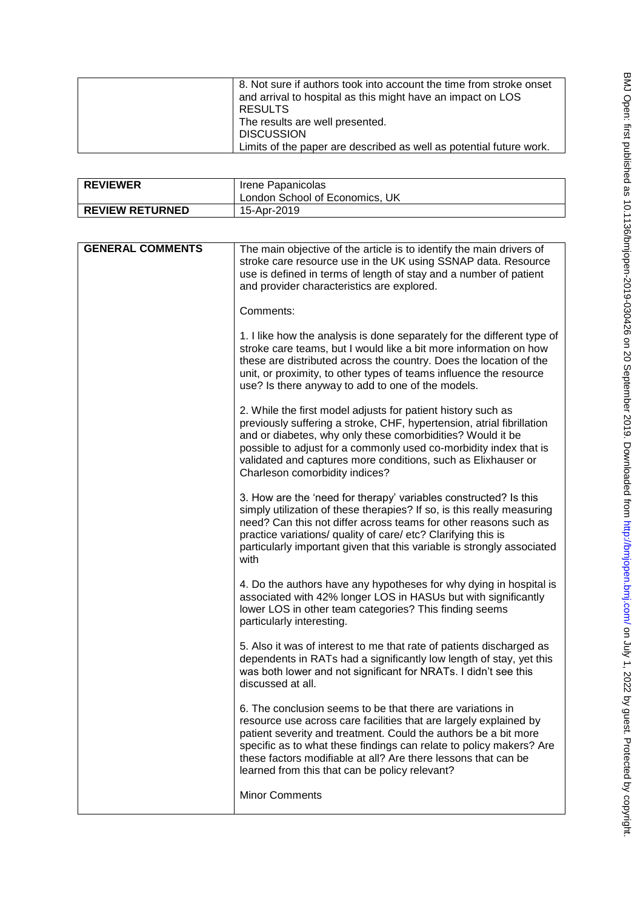| | 8. Not sure if authors took into account the time from stroke onset and arrival to hospital as this might have an impact on LOS<br>RESULTS<br>The results are well presented.<br>DISCUSSION<br>Limits of the paper are described as well as potential future work. |
|---|---|

| **REVIEWER** | Irene Papanicolas<br>London School of Economics, UK |
|---|---|
| **REVIEW RETURNED** | 15-Apr-2019 |

| **GENERAL COMMENTS** | The main objective of the article is to identify the main drivers of stroke care resource use in the UK using SSNAP data. Resource use is defined in terms of length of stay and a number of patient and provider characteristics are explored.<br><br>Comments:<br><br>1. I like how the analysis is done separately for the different type of stroke care teams, but I would like a bit more information on how these are distributed across the country. Does the location of the unit, or proximity, to other types of teams influence the resource use? Is there anyway to add to one of the models.<br><br>2. While the first model adjusts for patient history such as previously suffering a stroke, CHF, hypertension, atrial fibrillation and or diabetes, why only these comorbidities? Would it be possible to adjust for a commonly used co-morbidity index that is validated and captures more conditions, such as Elixhauser or Charleson comorbidity indices?<br><br>3. How are the 'need for therapy' variables constructed? Is this simply utilization of these therapies? If so, is this really measuring need? Can this not differ across teams for other reasons such as practice variations/ quality of care/ etc? Clarifying this is particularly important given that this variable is strongly associated with<br><br>4. Do the authors have any hypotheses for why dying in hospital is associated with 42% longer LOS in HASUs but with significantly lower LOS in other team categories? This finding seems particularly interesting.<br><br>5. Also it was of interest to me that rate of patients discharged as dependents in RATs had a significantly low length of stay, yet this was both lower and not significant for NRATs. I didn't see this discussed at all.<br><br>6. The conclusion seems to be that there are variations in resource use across care facilities that are largely explained by patient severity and treatment. Could the authors be a bit more specific as to what these findings can relate to policy makers? Are these factors modifiable at all? Are there lessons that can be learned from this that can be policy relevant?<br><br>Minor Comments |
|---|---|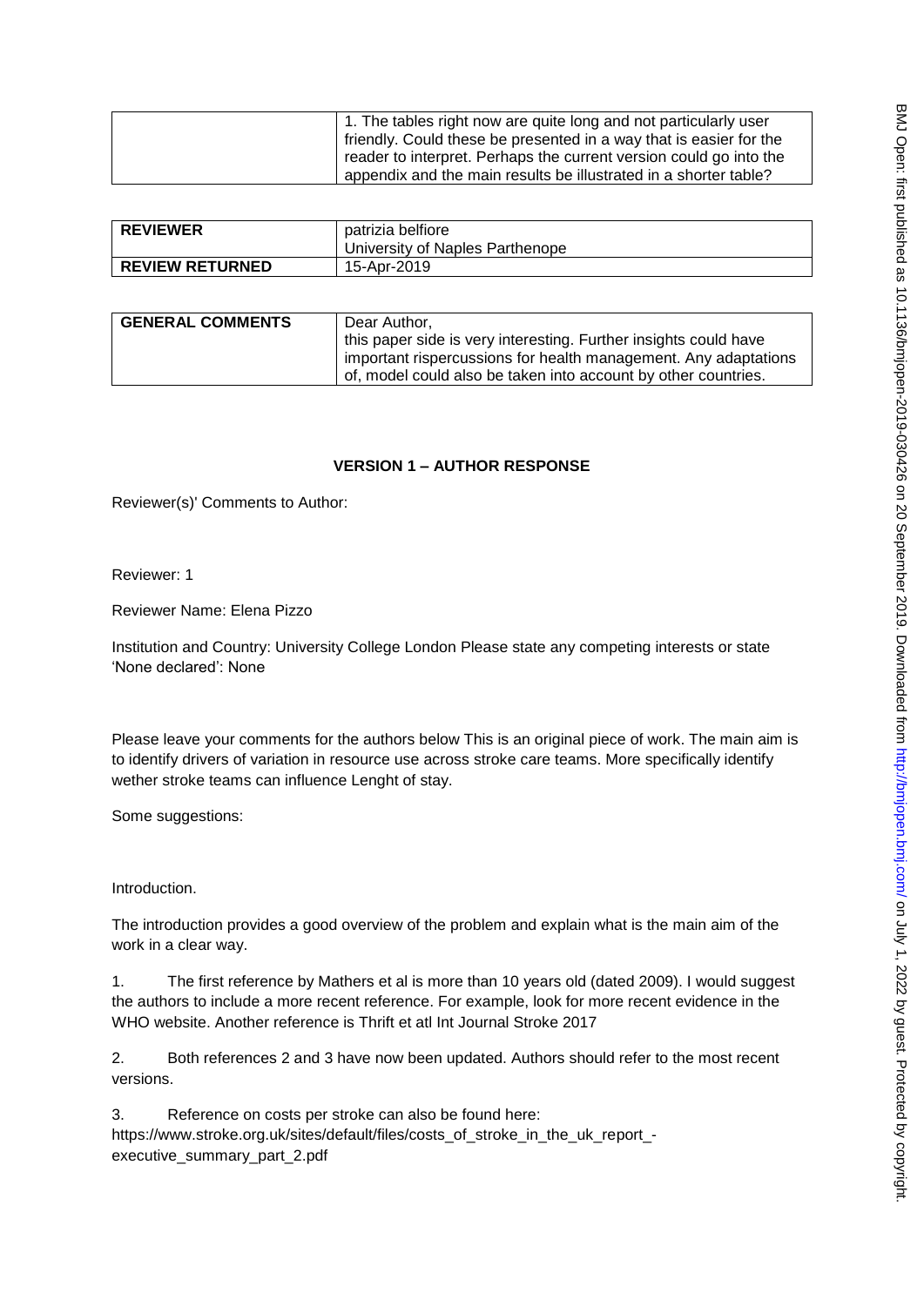| | 1. The tables right now are quite long and not particularly user friendly. Could these be presented in a way that is easier for the reader to interpret. Perhaps the current version could go into the appendix and the main results be illustrated in a shorter table? |
|---|---|

| **REVIEWER** | patrizia belfiore<br>University of Naples Parthenope |
|---|---|
| **REVIEW RETURNED** | 15-Apr-2019 |

| **GENERAL COMMENTS** | Dear Author,<br>this paper side is very interesting. Further insights could have important rispercussions for health management. Any adaptations of, model could also be taken into account by other countries. |
|---|---|

**VERSION 1 – AUTHOR RESPONSE**

Reviewer(s)' Comments to Author:

Reviewer: 1

Reviewer Name: Elena Pizzo

Institution and Country: University College London Please state any competing interests or state 'None declared': None

Please leave your comments for the authors below This is an original piece of work. The main aim is to identify drivers of variation in resource use across stroke care teams. More specifically identify wether stroke teams can influence Lenght of stay.

Some suggestions:

Introduction.

The introduction provides a good overview of the problem and explain what is the main aim of the work in a clear way.

1. The first reference by Mathers et al is more than 10 years old (dated 2009). I would suggest the authors to include a more recent reference. For example, look for more recent evidence in the WHO website. Another reference is Thrift et atl Int Journal Stroke 2017

2. Both references 2 and 3 have now been updated. Authors should refer to the most recent versions.

3. Reference on costs per stroke can also be found here: https://www.stroke.org.uk/sites/default/files/costs_of_stroke_in_the_uk_report_-executive_summary_part_2.pdf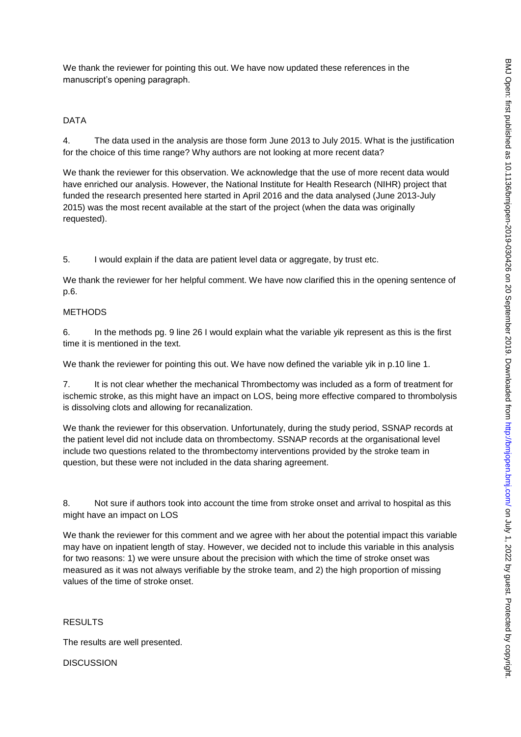We thank the reviewer for pointing this out. We have now updated these references in the manuscript's opening paragraph.

## DATA

4. The data used in the analysis are those form June 2013 to July 2015. What is the justification for the choice of this time range? Why authors are not looking at more recent data?

We thank the reviewer for this observation. We acknowledge that the use of more recent data would have enriched our analysis. However, the National Institute for Health Research (NIHR) project that funded the research presented here started in April 2016 and the data analysed (June 2013-July 2015) was the most recent available at the start of the project (when the data was originally requested).

5. I would explain if the data are patient level data or aggregate, by trust etc.

We thank the reviewer for her helpful comment. We have now clarified this in the opening sentence of p.6.

## METHODS

6. In the methods pg. 9 line 26 I would explain what the variable yik represent as this is the first time it is mentioned in the text.

We thank the reviewer for pointing this out. We have now defined the variable yik in p.10 line 1.

7. It is not clear whether the mechanical Thrombectomy was included as a form of treatment for ischemic stroke, as this might have an impact on LOS, being more effective compared to thrombolysis is dissolving clots and allowing for recanalization.

We thank the reviewer for this observation. Unfortunately, during the study period, SSNAP records at the patient level did not include data on thrombectomy. SSNAP records at the organisational level include two questions related to the thrombectomy interventions provided by the stroke team in question, but these were not included in the data sharing agreement.

8. Not sure if authors took into account the time from stroke onset and arrival to hospital as this might have an impact on LOS

We thank the reviewer for this comment and we agree with her about the potential impact this variable may have on inpatient length of stay. However, we decided not to include this variable in this analysis for two reasons: 1) we were unsure about the precision with which the time of stroke onset was measured as it was not always verifiable by the stroke team, and 2) the high proportion of missing values of the time of stroke onset.

## RESULTS

The results are well presented.

## DISCUSSION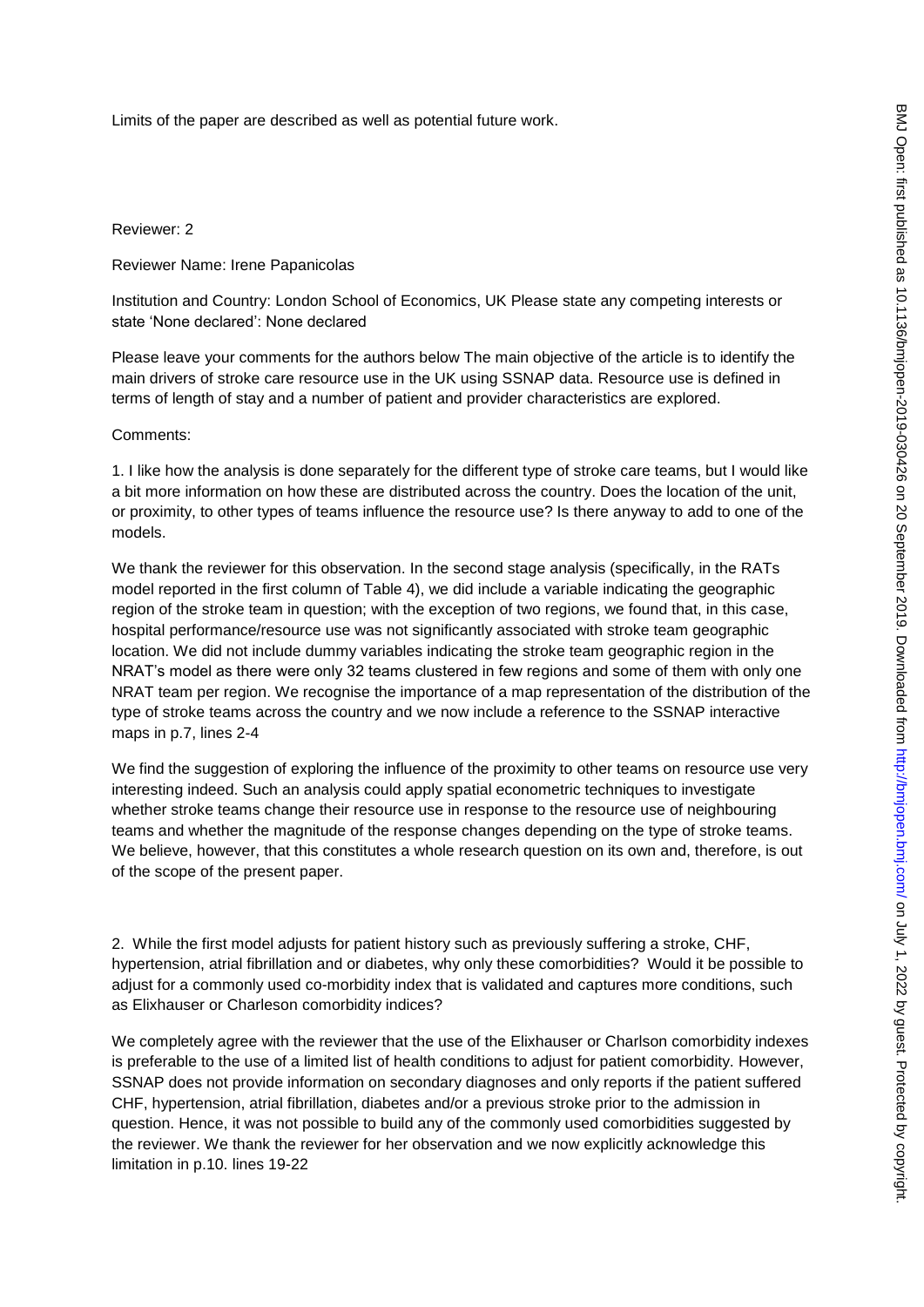Limits of the paper are described as well as potential future work.

Reviewer: 2

Reviewer Name: Irene Papanicolas

Institution and Country: London School of Economics, UK Please state any competing interests or state 'None declared': None declared

Please leave your comments for the authors below The main objective of the article is to identify the main drivers of stroke care resource use in the UK using SSNAP data. Resource use is defined in terms of length of stay and a number of patient and provider characteristics are explored.

Comments:

1. I like how the analysis is done separately for the different type of stroke care teams, but I would like a bit more information on how these are distributed across the country. Does the location of the unit, or proximity, to other types of teams influence the resource use? Is there anyway to add to one of the models.

We thank the reviewer for this observation. In the second stage analysis (specifically, in the RATs model reported in the first column of Table 4), we did include a variable indicating the geographic region of the stroke team in question; with the exception of two regions, we found that, in this case, hospital performance/resource use was not significantly associated with stroke team geographic location. We did not include dummy variables indicating the stroke team geographic region in the NRAT's model as there were only 32 teams clustered in few regions and some of them with only one NRAT team per region. We recognise the importance of a map representation of the distribution of the type of stroke teams across the country and we now include a reference to the SSNAP interactive maps in p.7, lines 2-4

We find the suggestion of exploring the influence of the proximity to other teams on resource use very interesting indeed. Such an analysis could apply spatial econometric techniques to investigate whether stroke teams change their resource use in response to the resource use of neighbouring teams and whether the magnitude of the response changes depending on the type of stroke teams. We believe, however, that this constitutes a whole research question on its own and, therefore, is out of the scope of the present paper.

2. While the first model adjusts for patient history such as previously suffering a stroke, CHF, hypertension, atrial fibrillation and or diabetes, why only these comorbidities? Would it be possible to adjust for a commonly used co-morbidity index that is validated and captures more conditions, such as Elixhauser or Charleson comorbidity indices?

We completely agree with the reviewer that the use of the Elixhauser or Charlson comorbidity indexes is preferable to the use of a limited list of health conditions to adjust for patient comorbidity. However, SSNAP does not provide information on secondary diagnoses and only reports if the patient suffered CHF, hypertension, atrial fibrillation, diabetes and/or a previous stroke prior to the admission in question. Hence, it was not possible to build any of the commonly used comorbidities suggested by the reviewer. We thank the reviewer for her observation and we now explicitly acknowledge this limitation in p.10. lines 19-22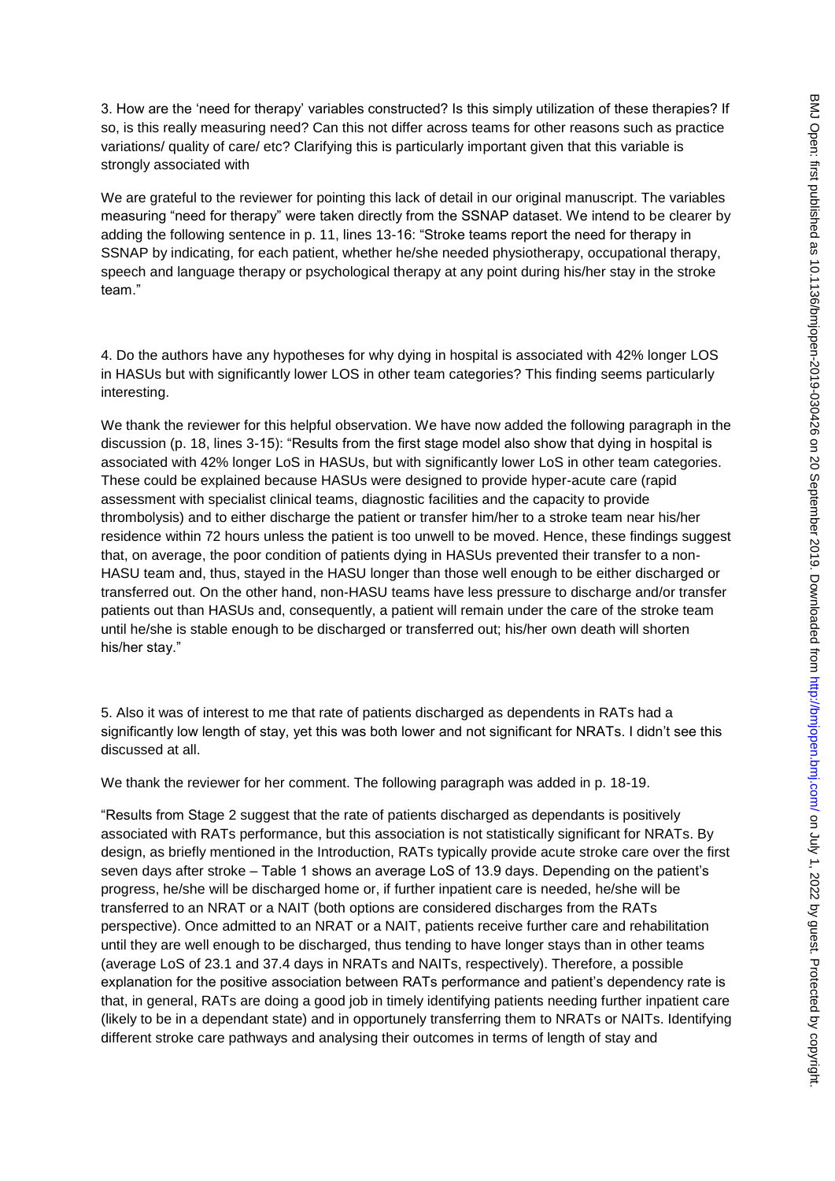3. How are the 'need for therapy' variables constructed? Is this simply utilization of these therapies? If so, is this really measuring need? Can this not differ across teams for other reasons such as practice variations/ quality of care/ etc? Clarifying this is particularly important given that this variable is strongly associated with

We are grateful to the reviewer for pointing this lack of detail in our original manuscript. The variables measuring "need for therapy" were taken directly from the SSNAP dataset. We intend to be clearer by adding the following sentence in p. 11, lines 13-16: "Stroke teams report the need for therapy in SSNAP by indicating, for each patient, whether he/she needed physiotherapy, occupational therapy, speech and language therapy or psychological therapy at any point during his/her stay in the stroke team."

4. Do the authors have any hypotheses for why dying in hospital is associated with 42% longer LOS in HASUs but with significantly lower LOS in other team categories? This finding seems particularly interesting.

We thank the reviewer for this helpful observation. We have now added the following paragraph in the discussion (p. 18, lines 3-15): "Results from the first stage model also show that dying in hospital is associated with 42% longer LoS in HASUs, but with significantly lower LoS in other team categories. These could be explained because HASUs were designed to provide hyper-acute care (rapid assessment with specialist clinical teams, diagnostic facilities and the capacity to provide thrombolysis) and to either discharge the patient or transfer him/her to a stroke team near his/her residence within 72 hours unless the patient is too unwell to be moved. Hence, these findings suggest that, on average, the poor condition of patients dying in HASUs prevented their transfer to a non-HASU team and, thus, stayed in the HASU longer than those well enough to be either discharged or transferred out. On the other hand, non-HASU teams have less pressure to discharge and/or transfer patients out than HASUs and, consequently, a patient will remain under the care of the stroke team until he/she is stable enough to be discharged or transferred out; his/her own death will shorten his/her stay."

5. Also it was of interest to me that rate of patients discharged as dependents in RATs had a significantly low length of stay, yet this was both lower and not significant for NRATs. I didn't see this discussed at all.

We thank the reviewer for her comment. The following paragraph was added in p. 18-19.

"Results from Stage 2 suggest that the rate of patients discharged as dependants is positively associated with RATs performance, but this association is not statistically significant for NRATs. By design, as briefly mentioned in the Introduction, RATs typically provide acute stroke care over the first seven days after stroke – Table 1 shows an average LoS of 13.9 days. Depending on the patient's progress, he/she will be discharged home or, if further inpatient care is needed, he/she will be transferred to an NRAT or a NAIT (both options are considered discharges from the RATs perspective). Once admitted to an NRAT or a NAIT, patients receive further care and rehabilitation until they are well enough to be discharged, thus tending to have longer stays than in other teams (average LoS of 23.1 and 37.4 days in NRATs and NAITs, respectively). Therefore, a possible explanation for the positive association between RATs performance and patient's dependency rate is that, in general, RATs are doing a good job in timely identifying patients needing further inpatient care (likely to be in a dependant state) and in opportunely transferring them to NRATs or NAITs. Identifying different stroke care pathways and analysing their outcomes in terms of length of stay and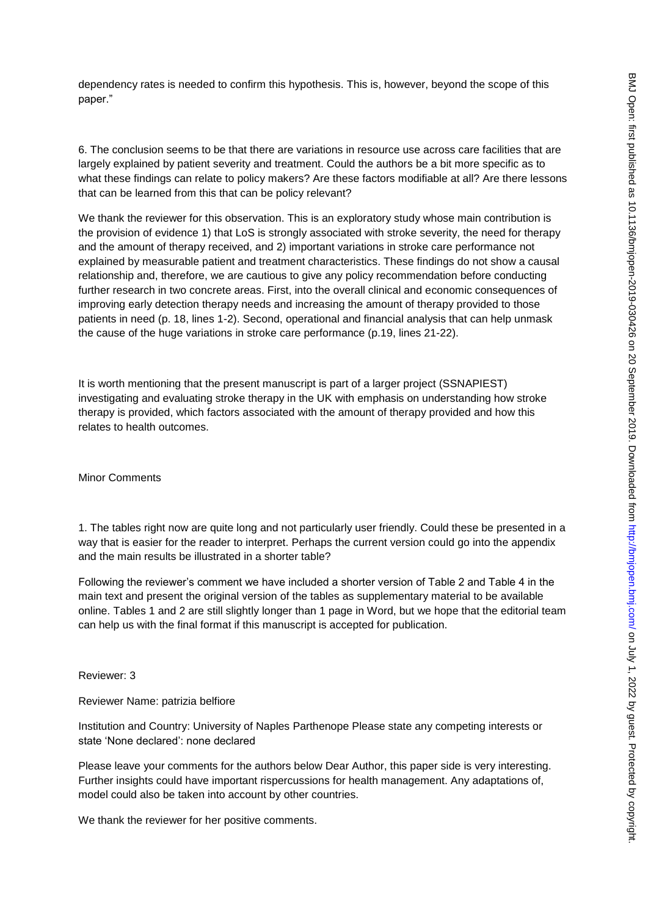dependency rates is needed to confirm this hypothesis. This is, however, beyond the scope of this paper."

6. The conclusion seems to be that there are variations in resource use across care facilities that are largely explained by patient severity and treatment. Could the authors be a bit more specific as to what these findings can relate to policy makers? Are these factors modifiable at all? Are there lessons that can be learned from this that can be policy relevant?

We thank the reviewer for this observation. This is an exploratory study whose main contribution is the provision of evidence 1) that LoS is strongly associated with stroke severity, the need for therapy and the amount of therapy received, and 2) important variations in stroke care performance not explained by measurable patient and treatment characteristics. These findings do not show a causal relationship and, therefore, we are cautious to give any policy recommendation before conducting further research in two concrete areas. First, into the overall clinical and economic consequences of improving early detection therapy needs and increasing the amount of therapy provided to those patients in need (p. 18, lines 1-2). Second, operational and financial analysis that can help unmask the cause of the huge variations in stroke care performance (p.19, lines 21-22).

It is worth mentioning that the present manuscript is part of a larger project (SSNAPIEST) investigating and evaluating stroke therapy in the UK with emphasis on understanding how stroke therapy is provided, which factors associated with the amount of therapy provided and how this relates to health outcomes.

Minor Comments

1. The tables right now are quite long and not particularly user friendly. Could these be presented in a way that is easier for the reader to interpret. Perhaps the current version could go into the appendix and the main results be illustrated in a shorter table?

Following the reviewer's comment we have included a shorter version of Table 2 and Table 4 in the main text and present the original version of the tables as supplementary material to be available online. Tables 1 and 2 are still slightly longer than 1 page in Word, but we hope that the editorial team can help us with the final format if this manuscript is accepted for publication.

Reviewer: 3

Reviewer Name: patrizia belfiore

Institution and Country: University of Naples Parthenope Please state any competing interests or state 'None declared': none declared

Please leave your comments for the authors below Dear Author, this paper side is very interesting. Further insights could have important rispercussions for health management. Any adaptations of, model could also be taken into account by other countries.

We thank the reviewer for her positive comments.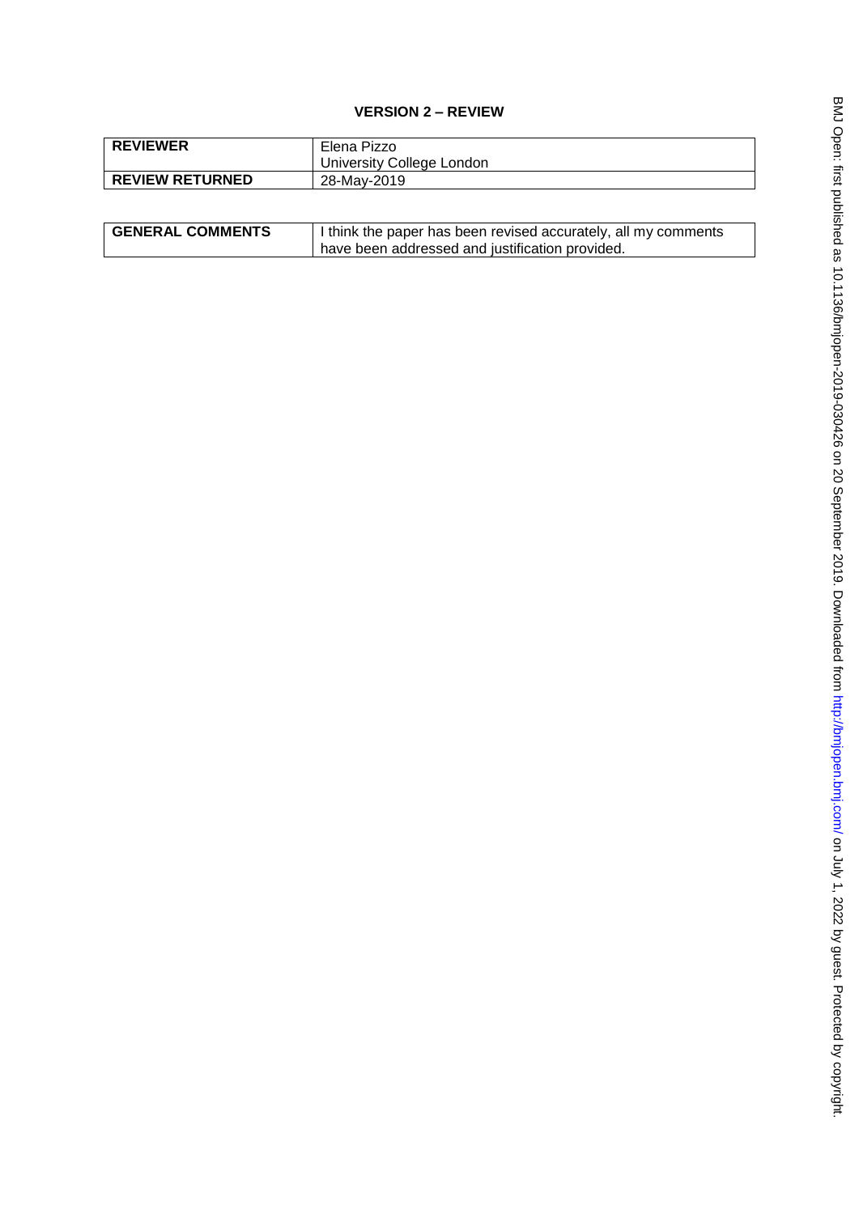**VERSION 2 – REVIEW**

| | |
|---|---|
| **REVIEWER** | Elena Pizzo<br>University College London |
| **REVIEW RETURNED** | 28-May-2019 |

| | |
|---|---|
| **GENERAL COMMENTS** | I think the paper has been revised accurately, all my comments have been addressed and justification provided. |